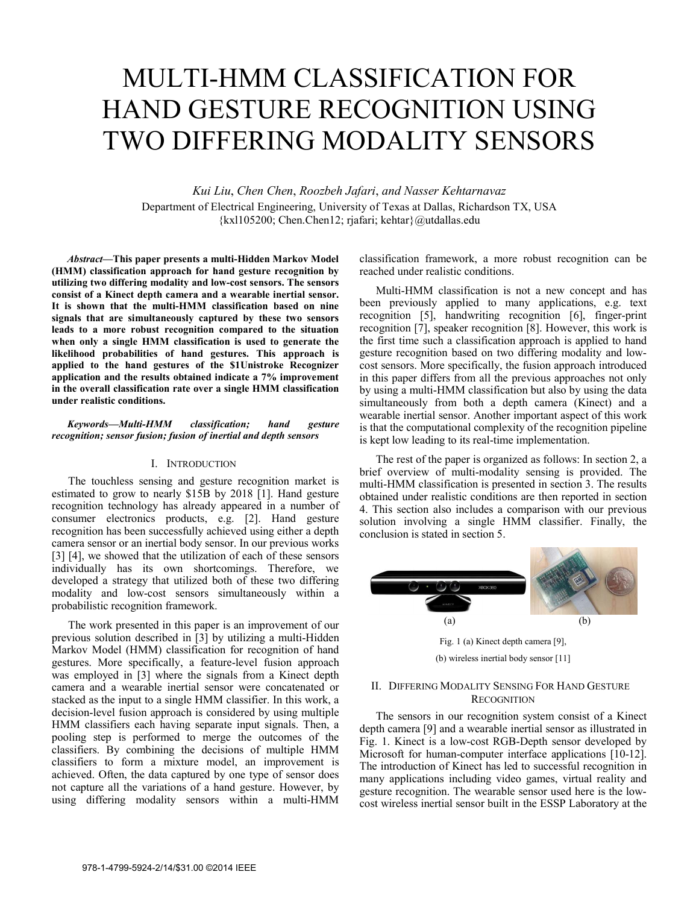# MULTI-HMM CLASSIFICATION FOR HAND GESTURE RECOGNITION USING TWO DIFFERING MODALITY SENSORS

*Kui Liu*, *Chen Chen*, *Roozbeh Jafari*, *and Nasser Kehtarnavaz*

Department of Electrical Engineering, University of Texas at Dallas, Richardson TX, USA

{kxl105200; Chen.Chen12; rjafari; kehtar}@utdallas.edu

***Abstract*—This paper presents a multi-Hidden Markov Model (HMM) classification approach for hand gesture recognition by utilizing two differing modality and low-cost sensors. The sensors consist of a Kinect depth camera and a wearable inertial sensor. It is shown that the multi-HMM classification based on nine signals that are simultaneously captured by these two sensors leads to a more robust recognition compared to the situation when only a single HMM classification is used to generate the likelihood probabilities of hand gestures. This approach is applied to the hand gestures of the $1Unistroke Recognizer application and the results obtained indicate a 7% improvement in the overall classification rate over a single HMM classification under realistic conditions.**

***Keywords—Multi-HMM classification; hand gesture recognition; sensor fusion; fusion of inertial and depth sensors***

## I. INTRODUCTION

The touchless sensing and gesture recognition market is estimated to grow to nearly $15B by 2018 [1]. Hand gesture recognition technology has already appeared in a number of consumer electronics products, e.g. [2]. Hand gesture recognition has been successfully achieved using either a depth camera sensor or an inertial body sensor. In our previous works [3] [4], we showed that the utilization of each of these sensors individually has its own shortcomings. Therefore, we developed a strategy that utilized both of these two differing modality and low-cost sensors simultaneously within a probabilistic recognition framework.

The work presented in this paper is an improvement of our previous solution described in [3] by utilizing a multi-Hidden Markov Model (HMM) classification for recognition of hand gestures. More specifically, a feature-level fusion approach was employed in [3] where the signals from a Kinect depth camera and a wearable inertial sensor were concatenated or stacked as the input to a single HMM classifier. In this work, a decision-level fusion approach is considered by using multiple HMM classifiers each having separate input signals. Then, a pooling step is performed to merge the outcomes of the classifiers. By combining the decisions of multiple HMM classifiers to form a mixture model, an improvement is achieved. Often, the data captured by one type of sensor does not capture all the variations of a hand gesture. However, by using differing modality sensors within a multi-HMM classification framework, a more robust recognition can be reached under realistic conditions.

Multi-HMM classification is not a new concept and has been previously applied to many applications, e.g. text recognition [5], handwriting recognition [6], finger-print recognition [7], speaker recognition [8]. However, this work is the first time such a classification approach is applied to hand gesture recognition based on two differing modality and low-cost sensors. More specifically, the fusion approach introduced in this paper differs from all the previous approaches not only by using a multi-HMM classification but also by using the data simultaneously from both a depth camera (Kinect) and a wearable inertial sensor. Another important aspect of this work is that the computational complexity of the recognition pipeline is kept low leading to its real-time implementation.

The rest of the paper is organized as follows: In section 2, a brief overview of multi-modality sensing is provided. The multi-HMM classification is presented in section 3. The results obtained under realistic conditions are then reported in section 4. This section also includes a comparison with our previous solution involving a single HMM classifier. Finally, the conclusion is stated in section 5.

(a) (b)

Fig. 1 (a) Kinect depth camera [9],

(b) wireless inertial body sensor [11]

## II. DIFFERING MODALITY SENSING FOR HAND GESTURE RECOGNITION

The sensors in our recognition system consist of a Kinect depth camera [9] and a wearable inertial sensor as illustrated in Fig. 1. Kinect is a low-cost RGB-Depth sensor developed by Microsoft for human-computer interface applications [10-12]. The introduction of Kinect has led to successful recognition in many applications including video games, virtual reality and gesture recognition. The wearable sensor used here is the low-cost wireless inertial sensor built in the ESSP Laboratory at the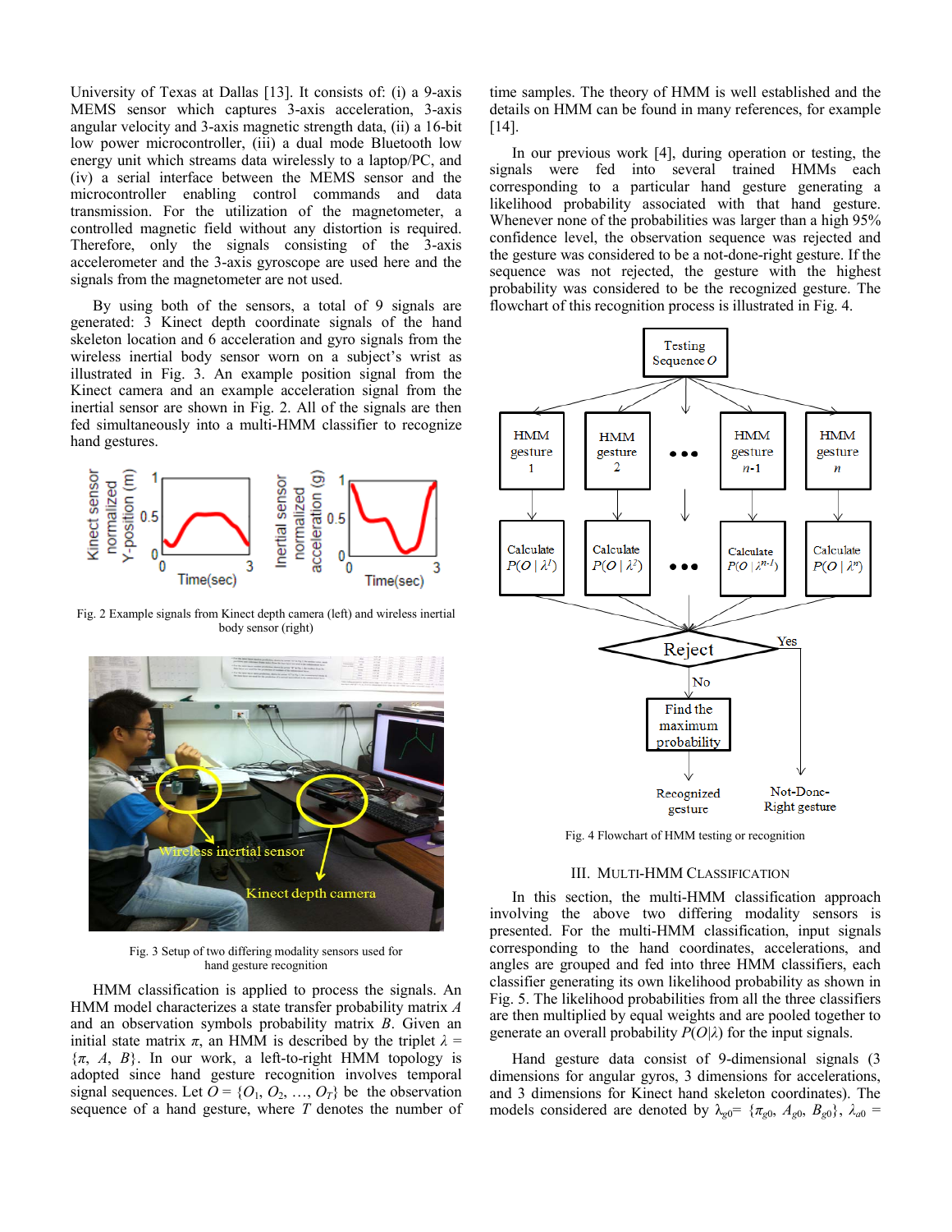University of Texas at Dallas [13]. It consists of: (i) a 9-axis MEMS sensor which captures 3-axis acceleration, 3-axis angular velocity and 3-axis magnetic strength data, (ii) a 16-bit low power microcontroller, (iii) a dual mode Bluetooth low energy unit which streams data wirelessly to a laptop/PC, and (iv) a serial interface between the MEMS sensor and the microcontroller enabling control commands and data transmission. For the utilization of the magnetometer, a controlled magnetic field without any distortion is required. Therefore, only the signals consisting of the 3-axis accelerometer and the 3-axis gyroscope are used here and the signals from the magnetometer are not used.

By using both of the sensors, a total of 9 signals are generated: 3 Kinect depth coordinate signals of the hand skeleton location and 6 acceleration and gyro signals from the wireless inertial body sensor worn on a subject's wrist as illustrated in Fig. 3. An example position signal from the Kinect camera and an example acceleration signal from the inertial sensor are shown in Fig. 2. All of the signals are then fed simultaneously into a multi-HMM classifier to recognize hand gestures.

Fig. 2 Example signals from Kinect depth camera (left) and wireless inertial body sensor (right)

Fig. 3 Setup of two differing modality sensors used for hand gesture recognition

HMM classification is applied to process the signals. An HMM model characterizes a state transfer probability matrix $A$ and an observation symbols probability matrix $B$. Given an initial state matrix $\pi$, an HMM is described by the triplet $\lambda = \{\pi, A, B\}$. In our work, a left-to-right HMM topology is adopted since hand gesture recognition involves temporal signal sequences. Let $O = \{O_1, O_2, \ldots, O_T\}$ be the observation sequence of a hand gesture, where $T$ denotes the number of time samples. The theory of HMM is well established and the details on HMM can be found in many references, for example [14].

In our previous work [4], during operation or testing, the signals were fed into several trained HMMs each corresponding to a particular hand gesture generating a likelihood probability associated with that hand gesture. Whenever none of the probabilities was larger than a high 95% confidence level, the observation sequence was rejected and the gesture was considered to be a not-done-right gesture. If the sequence was not rejected, the gesture with the highest probability was considered to be the recognized gesture. The flowchart of this recognition process is illustrated in Fig. 4.

Fig. 4 Flowchart of HMM testing or recognition

## III. Multi-HMM Classification

In this section, the multi-HMM classification approach involving the above two differing modality sensors is presented. For the multi-HMM classification, input signals corresponding to the hand coordinates, accelerations, and angles are grouped and fed into three HMM classifiers, each classifier generating its own likelihood probability as shown in Fig. 5. The likelihood probabilities from all the three classifiers are then multiplied by equal weights and are pooled together to generate an overall probability $P(O|\lambda)$ for the input signals.

Hand gesture data consist of 9-dimensional signals (3 dimensions for angular gyros, 3 dimensions for accelerations, and 3 dimensions for Kinect hand skeleton coordinates). The models considered are denoted by $\lambda_{g0} = \{\pi_{g0}, A_{g0}, B_{g0}\}$, $\lambda_{a0} =$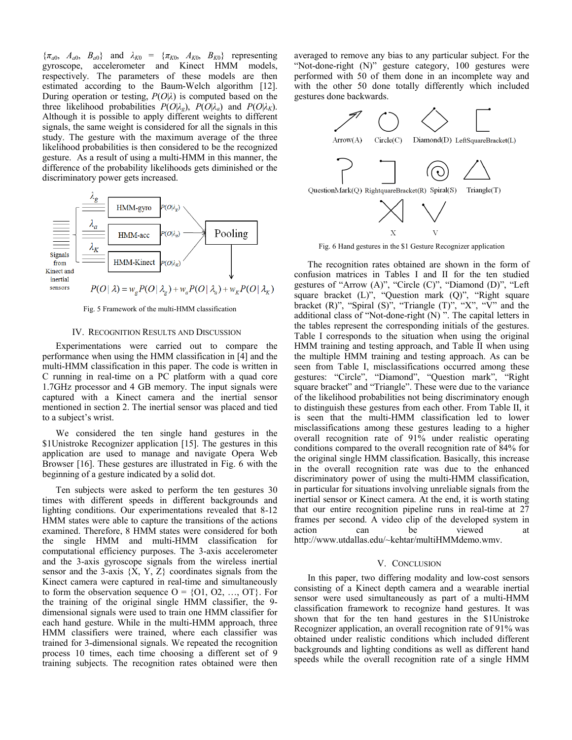$\{\pi_{a0}, A_{a0}, B_{a0}\}$ and $\lambda_{K0} = \{\pi_{K0}, A_{K0}, B_{K0}\}$ representing gyroscope, accelerometer and Kinect HMM models, respectively. The parameters of these models are then estimated according to the Baum-Welch algorithm [12]. During operation or testing, $P(O|\lambda)$ is computed based on the three likelihood probabilities $P(O|\lambda_g)$, $P(O|\lambda_a)$ and $P(O|\lambda_K)$. Although it is possible to apply different weights to different signals, the same weight is considered for all the signals in this study. The gesture with the maximum average of the three likelihood probabilities is then considered to be the recognized gesture. As a result of using a multi-HMM in this manner, the difference of the probability likelihoods gets diminished or the discriminatory power gets increased.

$$P(O|\lambda) = w_g P(O|\lambda_g) + w_a P(O|\lambda_a) + w_K P(O|\lambda_K)$$

Fig. 5 Framework of the multi-HMM classification

## IV. Recognition Results and Discussion

Experimentations were carried out to compare the performance when using the HMM classification in [4] and the multi-HMM classification in this paper. The code is written in C running in real-time on a PC platform with a quad core 1.7GHz processor and 4 GB memory. The input signals were captured with a Kinect camera and the inertial sensor mentioned in section 2. The inertial sensor was placed and tied to a subject's wrist.

We considered the ten single hand gestures in the $1Unistroke Recognizer application [15]. The gestures in this application are used to manage and navigate Opera Web Browser [16]. These gestures are illustrated in Fig. 6 with the beginning of a gesture indicated by a solid dot.

Ten subjects were asked to perform the ten gestures 30 times with different speeds in different backgrounds and lighting conditions. Our experimentations revealed that 8-12 HMM states were able to capture the transitions of the actions examined. Therefore, 8 HMM states were considered for both the single HMM and multi-HMM classification for computational efficiency purposes. The 3-axis accelerometer and the 3-axis gyroscope signals from the wireless inertial sensor and the 3-axis {X, Y, Z} coordinates signals from the Kinect camera were captured in real-time and simultaneously to form the observation sequence O = {O1, O2, …, OT}. For the training of the original single HMM classifier, the 9-dimensional signals were used to train one HMM classifier for each hand gesture. While in the multi-HMM approach, three HMM classifiers were trained, where each classifier was trained for 3-dimensional signals. We repeated the recognition process 10 times, each time choosing a different set of 9 training subjects. The recognition rates obtained were then averaged to remove any bias to any particular subject. For the "Not-done-right (N)" gesture category, 100 gestures were performed with 50 of them done in an incomplete way and with the other 50 done totally differently which included gestures done backwards.

Fig. 6 Hand gestures in the $1 Gesture Recognizer application

The recognition rates obtained are shown in the form of confusion matrices in Tables I and II for the ten studied gestures of "Arrow (A)", "Circle (C)", "Diamond (D)", "Left square bracket (L)", "Question mark (Q)", "Right square bracket (R)", "Spiral (S)", "Triangle (T)", "X", "V" and the additional class of "Not-done-right (N) ". The capital letters in the tables represent the corresponding initials of the gestures. Table I corresponds to the situation when using the original HMM training and testing approach, and Table II when using the multiple HMM training and testing approach. As can be seen from Table I, misclassifications occurred among these gestures: "Circle", "Diamond", "Question mark", "Right square bracket" and "Triangle". These were due to the variance of the likelihood probabilities not being discriminatory enough to distinguish these gestures from each other. From Table II, it is seen that the multi-HMM classification led to lower misclassifications among these gestures leading to a higher overall recognition rate of 91% under realistic operating conditions compared to the overall recognition rate of 84% for the original single HMM classification. Basically, this increase in the overall recognition rate was due to the enhanced discriminatory power of using the multi-HMM classification, in particular for situations involving unreliable signals from the inertial sensor or Kinect camera. At the end, it is worth stating that our entire recognition pipeline runs in real-time at 27 frames per second. A video clip of the developed system in action can be viewed at http://www.utdallas.edu/~kehtar/multiHMMdemo.wmv.

## V. Conclusion

In this paper, two differing modality and low-cost sensors consisting of a Kinect depth camera and a wearable inertial sensor were used simultaneously as part of a multi-HMM classification framework to recognize hand gestures. It was shown that for the ten hand gestures in the $1Unistroke Recognizer application, an overall recognition rate of 91% was obtained under realistic conditions which included different backgrounds and lighting conditions as well as different hand speeds while the overall recognition rate of a single HMM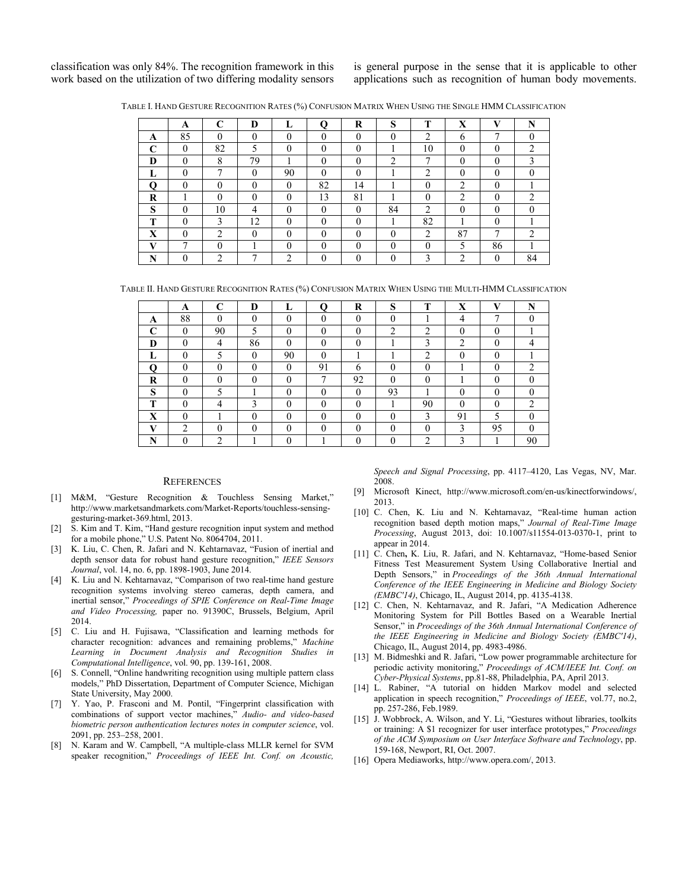classification was only 84%. The recognition framework in this work based on the utilization of two differing modality sensors is general purpose in the sense that it is applicable to other applications such as recognition of human body movements.

TABLE I. HAND GESTURE RECOGNITION RATES (%) CONFUSION MATRIX WHEN USING THE SINGLE HMM CLASSIFICATION

| | A | C | D | L | Q | R | S | T | X | V | N |
|---|---|---|---|---|---|---|---|---|---|---|---|
| **A** | 85 | 0 | 0 | 0 | 0 | 0 | 0 | 2 | 6 | 7 | 0 |
| **C** | 0 | 82 | 5 | 0 | 0 | 0 | 1 | 10 | 0 | 0 | 2 |
| **D** | 0 | 8 | 79 | 1 | 0 | 0 | 2 | 7 | 0 | 0 | 3 |
| **L** | 0 | 7 | 0 | 90 | 0 | 0 | 1 | 2 | 0 | 0 | 0 |
| **Q** | 0 | 0 | 0 | 0 | 82 | 14 | 1 | 0 | 2 | 0 | 1 |
| **R** | 1 | 0 | 0 | 0 | 13 | 81 | 1 | 0 | 2 | 0 | 2 |
| **S** | 0 | 10 | 4 | 0 | 0 | 0 | 84 | 2 | 0 | 0 | 0 |
| **T** | 0 | 3 | 12 | 0 | 0 | 0 | 1 | 82 | 1 | 0 | 1 |
| **X** | 0 | 2 | 0 | 0 | 0 | 0 | 0 | 2 | 87 | 7 | 2 |
| **V** | 7 | 0 | 1 | 0 | 0 | 0 | 0 | 0 | 5 | 86 | 1 |
| **N** | 0 | 2 | 7 | 2 | 0 | 0 | 0 | 3 | 2 | 0 | 84 |

TABLE II. HAND GESTURE RECOGNITION RATES (%) CONFUSION MATRIX WHEN USING THE MULTI-HMM CLASSIFICATION

| | A | C | D | L | Q | R | S | T | X | V | N |
|---|---|---|---|---|---|---|---|---|---|---|---|
| **A** | 88 | 0 | 0 | 0 | 0 | 0 | 0 | 1 | 4 | 7 | 0 |
| **C** | 0 | 90 | 5 | 0 | 0 | 0 | 2 | 2 | 0 | 0 | 1 |
| **D** | 0 | 4 | 86 | 0 | 0 | 0 | 1 | 3 | 2 | 0 | 4 |
| **L** | 0 | 5 | 0 | 90 | 0 | 1 | 1 | 2 | 0 | 0 | 1 |
| **Q** | 0 | 0 | 0 | 0 | 91 | 6 | 0 | 0 | 1 | 0 | 2 |
| **R** | 0 | 0 | 0 | 0 | 7 | 92 | 0 | 0 | 1 | 0 | 0 |
| **S** | 0 | 5 | 1 | 0 | 0 | 0 | 93 | 1 | 0 | 0 | 0 |
| **T** | 0 | 4 | 3 | 0 | 0 | 0 | 1 | 90 | 0 | 0 | 2 |
| **X** | 0 | 1 | 0 | 0 | 0 | 0 | 0 | 3 | 91 | 5 | 0 |
| **V** | 2 | 0 | 0 | 0 | 0 | 0 | 0 | 0 | 3 | 95 | 0 |
| **N** | 0 | 2 | 1 | 0 | 1 | 0 | 0 | 2 | 3 | 1 | 90 |

## REFERENCES

[1] M&M, "Gesture Recognition & Touchless Sensing Market," http://www.marketsandmarkets.com/Market-Reports/touchless-sensing-gesturing-market-369.html, 2013.

[2] S. Kim and T. Kim, "Hand gesture recognition input system and method for a mobile phone," U.S. Patent No. 8064704, 2011.

[3] K. Liu, C. Chen, R. Jafari and N. Kehtarnavaz, "Fusion of inertial and depth sensor data for robust hand gesture recognition," *IEEE Sensors Journal*, vol. 14, no. 6, pp. 1898-1903, June 2014.

[4] K. Liu and N. Kehtarnavaz, "Comparison of two real-time hand gesture recognition systems involving stereo cameras, depth camera, and inertial sensor," *Proceedings of SPIE Conference on Real-Time Image and Video Processing,* paper no. 91390C, Brussels, Belgium, April 2014.

[5] C. Liu and H. Fujisawa, "Classification and learning methods for character recognition: advances and remaining problems," *Machine Learning in Document Analysis and Recognition Studies in Computational Intelligence*, vol. 90, pp. 139-161, 2008.

[6] S. Connell, "Online handwriting recognition using multiple pattern class models," PhD Dissertation, Department of Computer Science, Michigan State University, May 2000.

[7] Y. Yao, P. Frasconi and M. Pontil, "Fingerprint classification with combinations of support vector machines," *Audio- and video-based biometric person authentication lectures notes in computer science*, vol. 2091, pp. 253–258, 2001.

[8] N. Karam and W. Campbell, "A multiple-class MLLR kernel for SVM speaker recognition," *Proceedings of IEEE Int. Conf. on Acoustic, Speech and Signal Processing*, pp. 4117–4120, Las Vegas, NV, Mar. 2008.

[9] Microsoft Kinect, http://www.microsoft.com/en-us/kinectforwindows/, 2013.

[10] C. Chen, K. Liu and N. Kehtarnavaz, "Real-time human action recognition based depth motion maps," *Journal of Real-Time Image Processing*, August 2013, doi: 10.1007/s11554-013-0370-1, print to appear in 2014.

[11] C. Chen**,** K. Liu, R. Jafari, and N. Kehtarnavaz, "Home-based Senior Fitness Test Measurement System Using Collaborative Inertial and Depth Sensors," in *Proceedings of the 36th Annual International Conference of the IEEE Engineering in Medicine and Biology Society (EMBC'14)*, Chicago, IL, August 2014, pp. 4135-4138.

[12] C. Chen, N. Kehtarnavaz, and R. Jafari, "A Medication Adherence Monitoring System for Pill Bottles Based on a Wearable Inertial Sensor," in *Proceedings of the 36th Annual International Conference of the IEEE Engineering in Medicine and Biology Society (EMBC'14)*, Chicago, IL, August 2014, pp. 4983-4986.

[13] M. Bidmeshki and R. Jafari, "Low power programmable architecture for periodic activity monitoring," *Proceedings of ACM/IEEE Int. Conf. on Cyber-Physical Systems*, pp.81-88, Philadelphia, PA, April 2013.

[14] L. Rabiner, "A tutorial on hidden Markov model and selected application in speech recognition," *Proceedings of IEEE*, vol.77, no.2, pp. 257-286, Feb.1989.

[15] J. Wobbrock, A. Wilson, and Y. Li, "Gestures without libraries, toolkits or training: A $1 recognizer for user interface prototypes," *Proceedings of the ACM Symposium on User Interface Software and Technology*, pp. 159-168, Newport, RI, Oct. 2007.

[16] Opera Mediaworks, http://www.opera.com/, 2013.